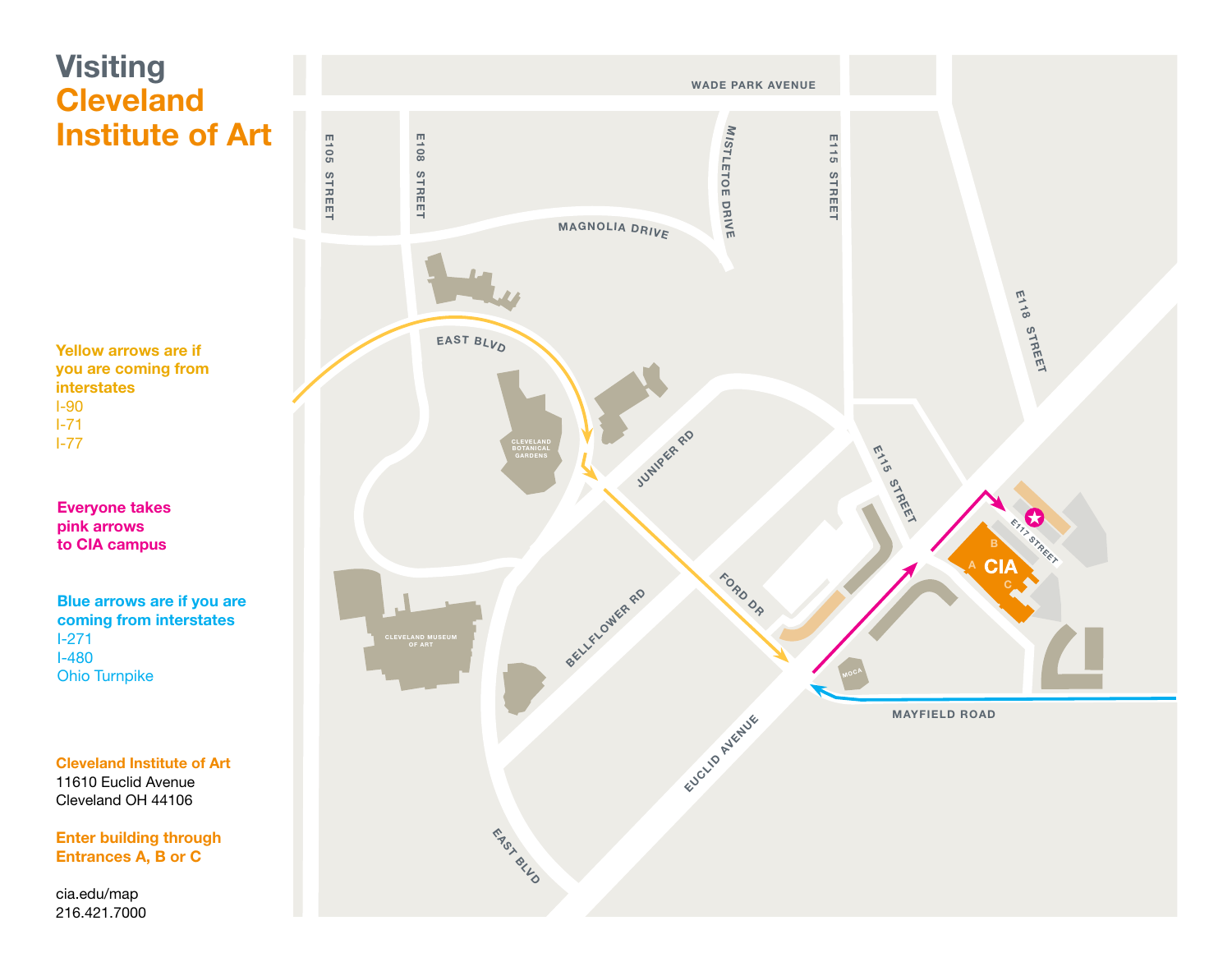# Visiting **Cleveland Institute of Art**

**Yellow arrows are if you are coming from interstates**
I-90
I-71
I-77

**Everyone takes pink arrows to CIA campus**

**Blue arrows are if you are coming from interstates**
I-271
I-480
Ohio Turnpike

**Cleveland Institute of Art**
11610 Euclid Avenue
Cleveland OH 44106

**Enter building through Entrances A, B or C**

cia.edu/map
216.421.7000

WADE PARK AVENUE
E105 STREET
E108 STREET
MISTLETOE DRIVE
E115 STREET
MAGNOLIA DRIVE
E118 STREET
EAST BLVD
CLEVELAND BOTANICAL GARDENS
JUNIPER RD
E115 STREET
E117 STREET
CIA
A
B
C
FORD DR
BELLFLOWER RD
CLEVELAND MUSEUM OF ART
MOCA
MAYFIELD ROAD
EUCLID AVENUE
EAST BLVD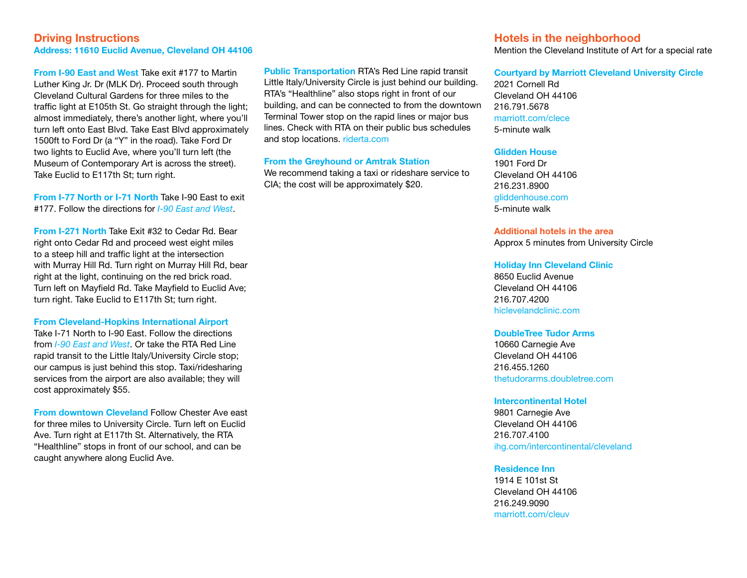## Driving Instructions

**Address: 11610 Euclid Avenue, Cleveland OH 44106**

**From I-90 East and West** Take exit #177 to Martin Luther King Jr. Dr (MLK Dr). Proceed south through Cleveland Cultural Gardens for three miles to the traffic light at E105th St. Go straight through the light; almost immediately, there's another light, where you'll turn left onto East Blvd. Take East Blvd approximately 1500ft to Ford Dr (a "Y" in the road). Take Ford Dr two lights to Euclid Ave, where you'll turn left (the Museum of Contemporary Art is across the street). Take Euclid to E117th St; turn right.

**From I-77 North or I-71 North** Take I-90 East to exit #177. Follow the directions for *I-90 East and West*.

**From I-271 North** Take Exit #32 to Cedar Rd. Bear right onto Cedar Rd and proceed west eight miles to a steep hill and traffic light at the intersection with Murray Hill Rd. Turn right on Murray Hill Rd, bear right at the light, continuing on the red brick road. Turn left on Mayfield Rd. Take Mayfield to Euclid Ave; turn right. Take Euclid to E117th St; turn right.

**From Cleveland-Hopkins International Airport**
Take I-71 North to I-90 East. Follow the directions from *I-90 East and West*. Or take the RTA Red Line rapid transit to the Little Italy/University Circle stop; our campus is just behind this stop. Taxi/ridesharing services from the airport are also available; they will cost approximately $55.

**From downtown Cleveland** Follow Chester Ave east for three miles to University Circle. Turn left on Euclid Ave. Turn right at E117th St. Alternatively, the RTA "Healthline" stops in front of our school, and can be caught anywhere along Euclid Ave.

**Public Transportation** RTA's Red Line rapid transit Little Italy/University Circle is just behind our building. RTA's "Healthline" also stops right in front of our building, and can be connected to from the downtown Terminal Tower stop on the rapid lines or major bus lines. Check with RTA on their public bus schedules and stop locations. riderta.com

**From the Greyhound or Amtrak Station**
We recommend taking a taxi or rideshare service to CIA; the cost will be approximately $20.

## Hotels in the neighborhood

Mention the Cleveland Institute of Art for a special rate

**Courtyard by Marriott Cleveland University Circle**
2021 Cornell Rd
Cleveland OH 44106
216.791.5678
marriott.com/clece
5-minute walk

**Glidden House**
1901 Ford Dr
Cleveland OH 44106
216.231.8900
gliddenhouse.com
5-minute walk

### Additional hotels in the area

Approx 5 minutes from University Circle

**Holiday Inn Cleveland Clinic**
8650 Euclid Avenue
Cleveland OH 44106
216.707.4200
hiclevelandclinic.com

**DoubleTree Tudor Arms**
10660 Carnegie Ave
Cleveland OH 44106
216.455.1260
thetudorarms.doubletree.com

**Intercontinental Hotel**
9801 Carnegie Ave
Cleveland OH 44106
216.707.4100
ihg.com/intercontinental/cleveland

**Residence Inn**
1914 E 101st St
Cleveland OH 44106
216.249.9090
marriott.com/cleuv